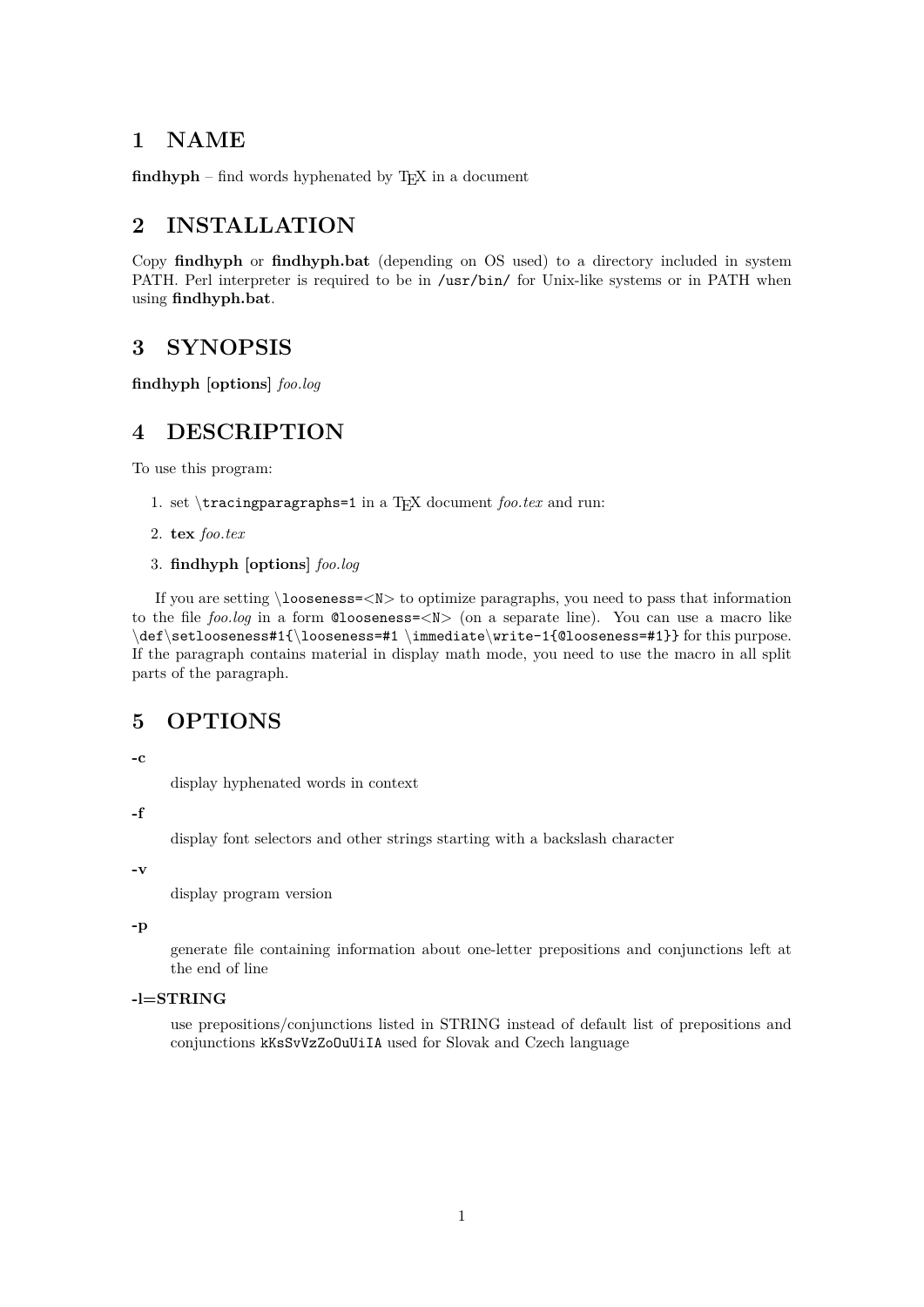# 1 NAME

**findhyph** – find words hyphenated by TEX in a document

# 2 INSTALLATION

Copy **findhyph** or **findhyph.bat** (depending on OS used) to a directory included in system PATH. Perl interpreter is required to be in `/usr/bin/` for Unix-like systems or in PATH when using **findhyph.bat**.

# 3 SYNOPSIS

**findhyph** [**options**] *foo.log*

# 4 DESCRIPTION

To use this program:

1. set `\tracingparagraphs=1` in a TEX document *foo.tex* and run:
2. **tex** *foo.tex*
3. **findhyph** [**options**] *foo.log*

If you are setting `\looseness=<N>` to optimize paragraphs, you need to pass that information to the file *foo.log* in a form `@looseness=<N>` (on a separate line). You can use a macro like `\def\setlooseness#1{\looseness=#1 \immediate\write-1{@looseness=#1}}` for this purpose. If the paragraph contains material in display math mode, you need to use the macro in all split parts of the paragraph.

# 5 OPTIONS

**-c**

display hyphenated words in context

**-f**

display font selectors and other strings starting with a backslash character

**-v**

display program version

**-p**

generate file containing information about one-letter prepositions and conjunctions left at the end of line

**-l=STRING**

use prepositions/conjunctions listed in STRING instead of default list of prepositions and conjunctions `kKsSvVzZoOuUiIA` used for Slovak and Czech language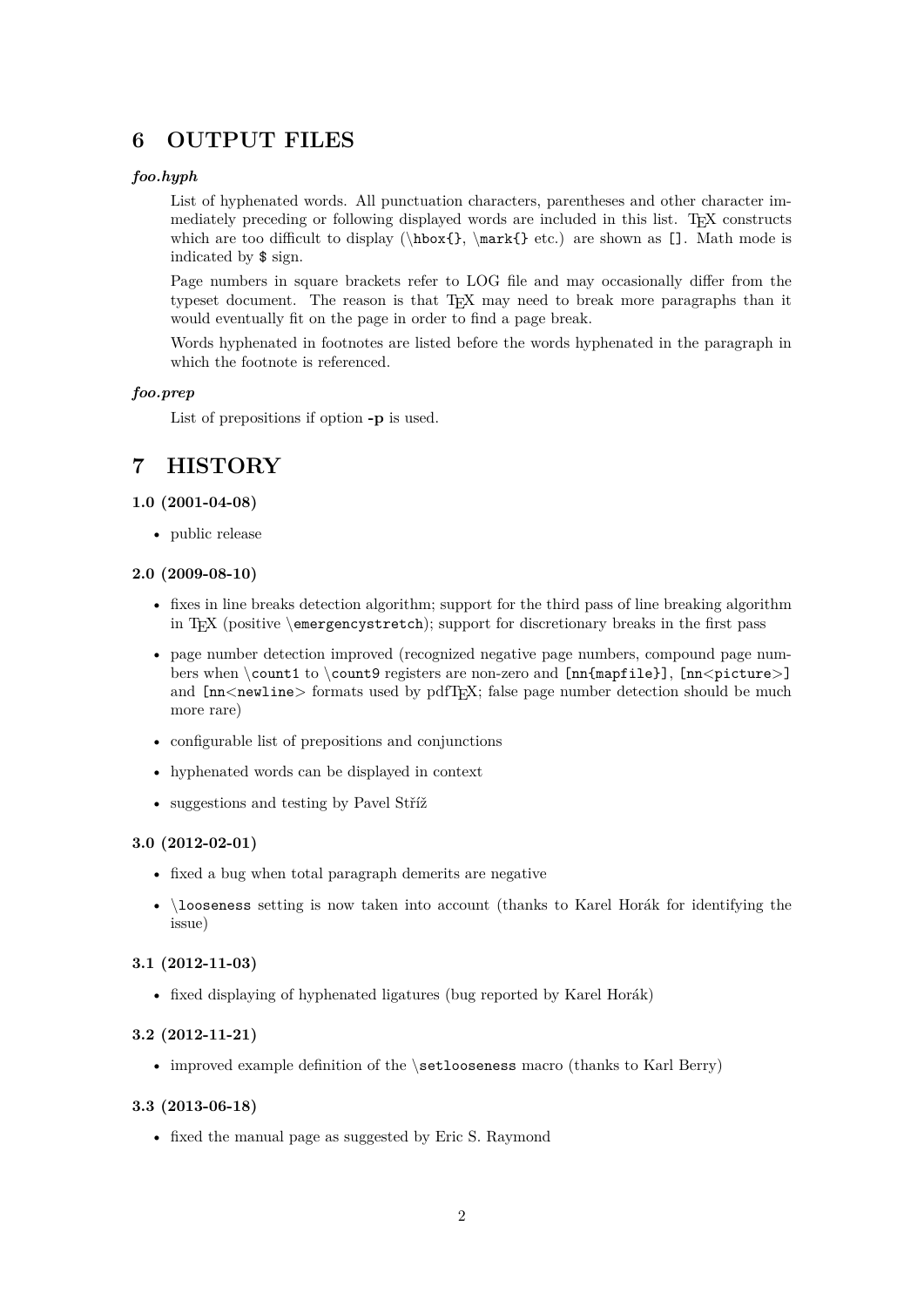## 6 OUTPUT FILES

***foo.hyph***

List of hyphenated words. All punctuation characters, parentheses and other character immediately preceding or following displayed words are included in this list. TEX constructs which are too difficult to display (`\hbox{}`, `\mark{}` etc.) are shown as `[]`. Math mode is indicated by `$` sign.

Page numbers in square brackets refer to LOG file and may occasionally differ from the typeset document. The reason is that TEX may need to break more paragraphs than it would eventually fit on the page in order to find a page break.

Words hyphenated in footnotes are listed before the words hyphenated in the paragraph in which the footnote is referenced.

***foo.prep***

List of prepositions if option **-p** is used.

## 7 HISTORY

#### 1.0 (2001-04-08)

- public release

#### 2.0 (2009-08-10)

- fixes in line breaks detection algorithm; support for the third pass of line breaking algorithm in TEX (positive `\emergencystretch`); support for discretionary breaks in the first pass
- page number detection improved (recognized negative page numbers, compound page numbers when `\count1` to `\count9` registers are non-zero and `[nn{mapfile}]`, `[nn<picture>]` and `[nn<newline>` formats used by pdfTEX; false page number detection should be much more rare)
- configurable list of prepositions and conjunctions
- hyphenated words can be displayed in context
- suggestions and testing by Pavel Stříž

#### 3.0 (2012-02-01)

- fixed a bug when total paragraph demerits are negative
- `\looseness` setting is now taken into account (thanks to Karel Horák for identifying the issue)

#### 3.1 (2012-11-03)

- fixed displaying of hyphenated ligatures (bug reported by Karel Horák)

#### 3.2 (2012-11-21)

- improved example definition of the `\setlooseness` macro (thanks to Karl Berry)

#### 3.3 (2013-06-18)

- fixed the manual page as suggested by Eric S. Raymond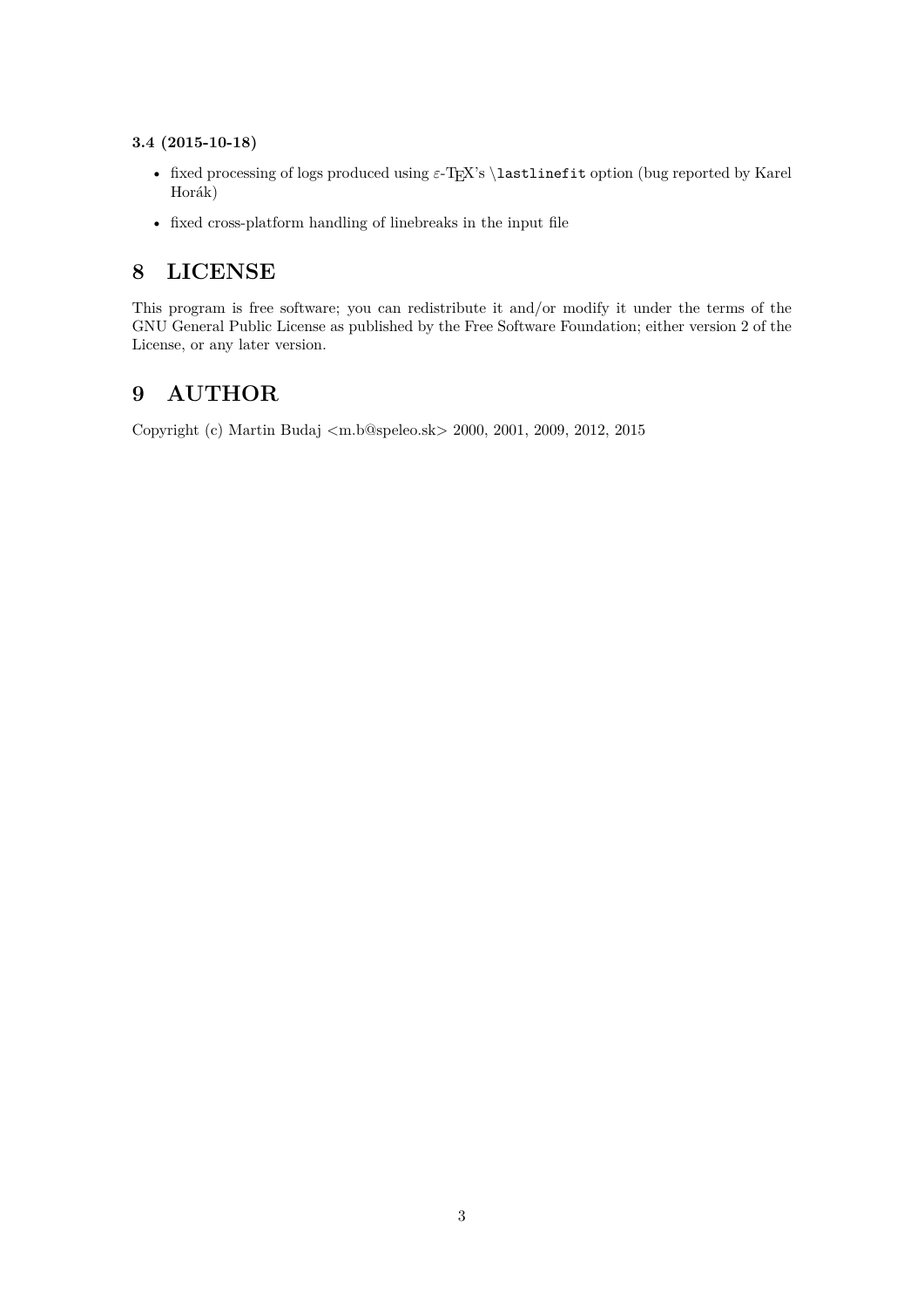#### 3.4 (2015-10-18)

- fixed processing of logs produced using ε-TEX's `\lastlinefit` option (bug reported by Karel Horák)
- fixed cross-platform handling of linebreaks in the input file

## 8 LICENSE

This program is free software; you can redistribute it and/or modify it under the terms of the GNU General Public License as published by the Free Software Foundation; either version 2 of the License, or any later version.

## 9 AUTHOR

Copyright (c) Martin Budaj <m.b@speleo.sk> 2000, 2001, 2009, 2012, 2015